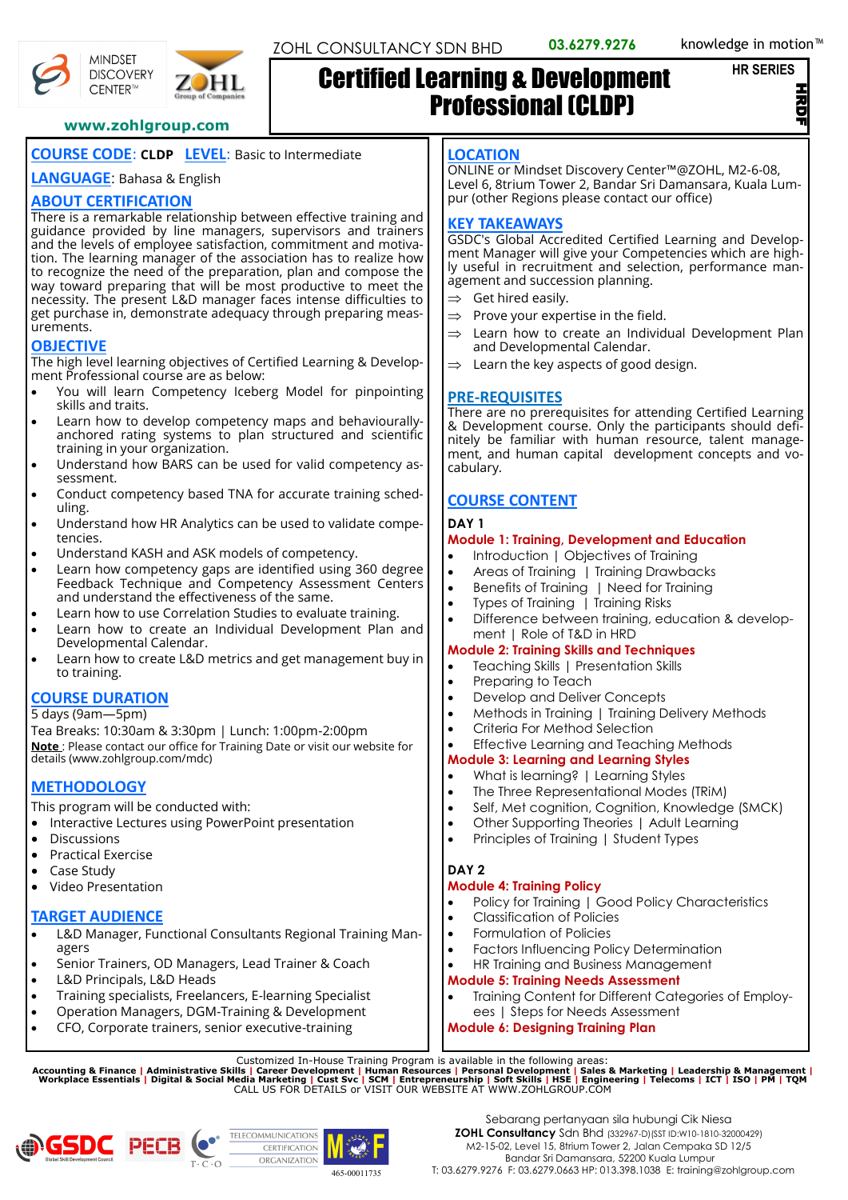MINDSET DISCOVERY CENTER™ | ZOHL Group of Companies

www.zohlgroup.com

ZOHL CONSULTANCY SDN BHD 03.6279.9276 knowledge in motion™

# Certified Learning & Development Professional (CLDP)

HR SERIES

HRDF

**COURSE CODE**: **CLDP** **LEVEL**: Basic to Intermediate

**LANGUAGE**: Bahasa & English

## ABOUT CERTIFICATION

There is a remarkable relationship between effective training and guidance provided by line managers, supervisors and trainers and the levels of employee satisfaction, commitment and motivation. The learning manager of the association has to realize how to recognize the need of the preparation, plan and compose the way toward preparing that will be most productive to meet the necessity. The present L&D manager faces intense difficulties to get purchase in, demonstrate adequacy through preparing measurements.

## OBJECTIVE

The high level learning objectives of Certified Learning & Development Professional course are as below:

- You will learn Competency Iceberg Model for pinpointing skills and traits.
- Learn how to develop competency maps and behaviourally-anchored rating systems to plan structured and scientific training in your organization.
- Understand how BARS can be used for valid competency assessment.
- Conduct competency based TNA for accurate training scheduling.
- Understand how HR Analytics can be used to validate competencies.
- Understand KASH and ASK models of competency.
- Learn how competency gaps are identified using 360 degree Feedback Technique and Competency Assessment Centers and understand the effectiveness of the same.
- Learn how to use Correlation Studies to evaluate training.
- Learn how to create an Individual Development Plan and Developmental Calendar.
- Learn how to create L&D metrics and get management buy in to training.

## COURSE DURATION

5 days (9am—5pm)

Tea Breaks: 10:30am & 3:30pm | Lunch: 1:00pm-2:00pm

**Note** : Please contact our office for Training Date or visit our website for details (www.zohlgroup.com/mdc)

## METHODOLOGY

This program will be conducted with:

- Interactive Lectures using PowerPoint presentation
- Discussions
- Practical Exercise
- Case Study
- Video Presentation

## TARGET AUDIENCE

- L&D Manager, Functional Consultants Regional Training Managers
- Senior Trainers, OD Managers, Lead Trainer & Coach
- L&D Principals, L&D Heads
- Training specialists, Freelancers, E-learning Specialist
- Operation Managers, DGM-Training & Development
- CFO, Corporate trainers, senior executive-training

## LOCATION

ONLINE or Mindset Discovery Center™@ZOHL, M2-6-08, Level 6, 8trium Tower 2, Bandar Sri Damansara, Kuala Lumpur (other Regions please contact our office)

## KEY TAKEAWAYS

GSDC's Global Accredited Certified Learning and Development Manager will give your Competencies which are highly useful in recruitment and selection, performance management and succession planning.

- ⇒ Get hired easily.
- ⇒ Prove your expertise in the field.
- ⇒ Learn how to create an Individual Development Plan and Developmental Calendar.
- ⇒ Learn the key aspects of good design.

## PRE-REQUISITES

There are no prerequisites for attending Certified Learning & Development course. Only the participants should definitely be familiar with human resource, talent management, and human capital development concepts and vocabulary.

## COURSE CONTENT

**DAY 1**

**Module 1: Training, Development and Education**

- Introduction | Objectives of Training
- Areas of Training | Training Drawbacks
- Benefits of Training | Need for Training
- Types of Training | Training Risks
- Difference between training, education & development | Role of T&D in HRD

**Module 2: Training Skills and Techniques**

- Teaching Skills | Presentation Skills
- Preparing to Teach
- Develop and Deliver Concepts
- Methods in Training | Training Delivery Methods
- Criteria For Method Selection
- Effective Learning and Teaching Methods

**Module 3: Learning and Learning Styles**

- What is learning? | Learning Styles
- The Three Representational Modes (TRiM)
- Self, Met cognition, Cognition, Knowledge (SMCK)
- Other Supporting Theories | Adult Learning
- Principles of Training | Student Types

**DAY 2**

**Module 4: Training Policy**

- Policy for Training | Good Policy Characteristics
- Classification of Policies
- Formulation of Policies
- Factors Influencing Policy Determination
- HR Training and Business Management

**Module 5: Training Needs Assessment**

- Training Content for Different Categories of Employees | Steps for Needs Assessment

**Module 6: Designing Training Plan**

Customized In-House Training Program is available in the following areas:

**Accounting & Finance | Administrative Skills | Career Development | Human Resources | Personal Development | Sales & Marketing | Leadership & Management | Workplace Essentials | Digital & Social Media Marketing | Cust Svc | SCM | Entrepreneurship | Soft Skills | HSE | Engineering | Telecoms | ICT | ISO | PM | TQM**

CALL US FOR DETAILS or VISIT OUR WEBSITE AT WWW.ZOHLGROUP.COM

GSDC | PECB | T·C·O TELECOMMUNICATIONS CERTIFICATION ORGANIZATION | MOF 465-00011735

Sebarang pertanyaan sila hubungi Cik Niesa

**ZOHL Consultancy** Sdn Bhd (332967-D)(SST ID:W10-1810-32000429)

M2-15-02, Level 15, 8trium Tower 2, Jalan Cempaka SD 12/5

Bandar Sri Damansara, 52200 Kuala Lumpur

T: 03.6279.9276 F: 03.6279.0663 HP: 013.398.1038 E: training@zohlgroup.com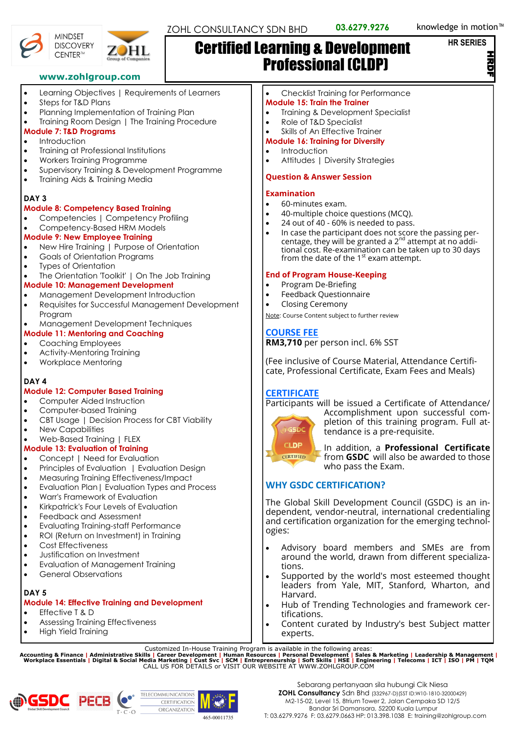ZOHL CONSULTANCY SDN BHD 03.6279.9276 knowledge in motion™

MINDSET DISCOVERY CENTER™ | ZOHL Group of Companies

www.zohlgroup.com

# Certified Learning & Development Professional (CLDP)

HR SERIES

HRDF

- Learning Objectives | Requirements of Learners
- Steps for T&D Plans
- Planning Implementation of Training Plan
- Training Room Design | The Training Procedure

### Module 7: T&D Programs

- Introduction
- Training at Professional Institutions
- Workers Training Programme
- Supervisory Training & Development Programme
- Training Aids & Training Media

## DAY 3

### Module 8: Competency Based Training

- Competencies | Competency Profiling
- Competency-Based HRM Models

### Module 9: New Employee Training

- New Hire Training | Purpose of Orientation
- Goals of Orientation Programs
- Types of Orientation
- The Orientation 'Toolkit' | On The Job Training

### Module 10: Management Development

- Management Development Introduction
- Requisites for Successful Management Development Program
- Management Development Techniques

### Module 11: Mentoring and Coaching

- Coaching Employees
- Activity-Mentoring Training
- Workplace Mentoring

## DAY 4

### Module 12: Computer Based Training

- Computer Aided Instruction
- Computer-based Training
- CBT Usage | Decision Process for CBT Viability
- New Capabilities
- Web-Based Training | FLEX

### Module 13: Evaluation of Training

- Concept | Need for Evaluation
- Principles of Evaluation | Evaluation Design
- Measuring Training Effectiveness/Impact
- Evaluation Plan | Evaluation Types and Process
- Warr's Framework of Evaluation
- Kirkpatrick's Four Levels of Evaluation
- Feedback and Assessment
- Evaluating Training-staff Performance
- ROI (Return on Investment) in Training
- Cost Effectiveness
- Justification on Investment
- Evaluation of Management Training
- General Observations

## DAY 5

### Module 14: Effective Training and Development

- Effective T & D
- Assessing Training Effectiveness
- High Yield Training
- Checklist Training for Performance

### Module 15: Train the Trainer

- Training & Development Specialist
- Role of T&D Specialist
- Skills of An Effective Trainer

### Module 16: Training for Diversity

- Introduction
- Attitudes | Diversity Strategies

### Question & Answer Session

### Examination

- 60-minutes exam.
- 40-multiple choice questions (MCQ).
- 24 out of 40 - 60% is needed to pass.
- In case the participant does not score the passing percentage, they will be granted a 2nd attempt at no additional cost. Re-examination can be taken up to 30 days from the date of the 1st exam attempt.

### End of Program House-Keeping

- Program De-Briefing
- Feedback Questionnaire
- Closing Ceremony

Note: Course Content subject to further review

## COURSE FEE

**RM3,710** per person incl. 6% SST

(Fee inclusive of Course Material, Attendance Certificate, Professional Certificate, Exam Fees and Meals)

## CERTIFICATE

Participants will be issued a Certificate of Attendance/Accomplishment upon successful completion of this training program. Full attendance is a pre-requisite.

In addition, a **Professional Certificate** from **GSDC** will also be awarded to those who pass the Exam.

## WHY GSDC CERTIFICATION?

The Global Skill Development Council (GSDC) is an independent, vendor-neutral, international credentialing and certification organization for the emerging technologies:

- Advisory board members and SMEs are from around the world, drawn from different specializations.
- Supported by the world's most esteemed thought leaders from Yale, MIT, Stanford, Wharton, and Harvard.
- Hub of Trending Technologies and framework certifications.
- Content curated by Industry's best Subject matter experts.

Customized In-House Training Program is available in the following areas:

**Accounting & Finance | Administrative Skills | Career Development | Human Resources | Personal Development | Sales & Marketing | Leadership & Management | Workplace Essentials | Digital & Social Media Marketing | Cust Svc | SCM | Entrepreneurship | HSE | Engineering | Telecoms | ICT | ISO | PM | TQM**

CALL US FOR DETAILS or VISIT OUR WEBSITE AT WWW.ZOHLGROUP.COM

GSDC | PECB | T·C·O | TELECOMMUNICATIONS CERTIFICATION ORGANIZATION | MOF 465-00011735

Sebarang pertanyaan sila hubungi Cik Niesa
**ZOHL Consultancy** Sdn Bhd (332967-D)(SST ID:W10-1810-32000429)
M2-15-02, Level 15, 8trium Tower 2, Jalan Cempaka SD 12/5
Bandar Sri Damansara, 52200 Kuala Lumpur
T: 03.6279.9276 F: 03.6279.0663 HP: 013.398.1038 E: training@zohlgroup.com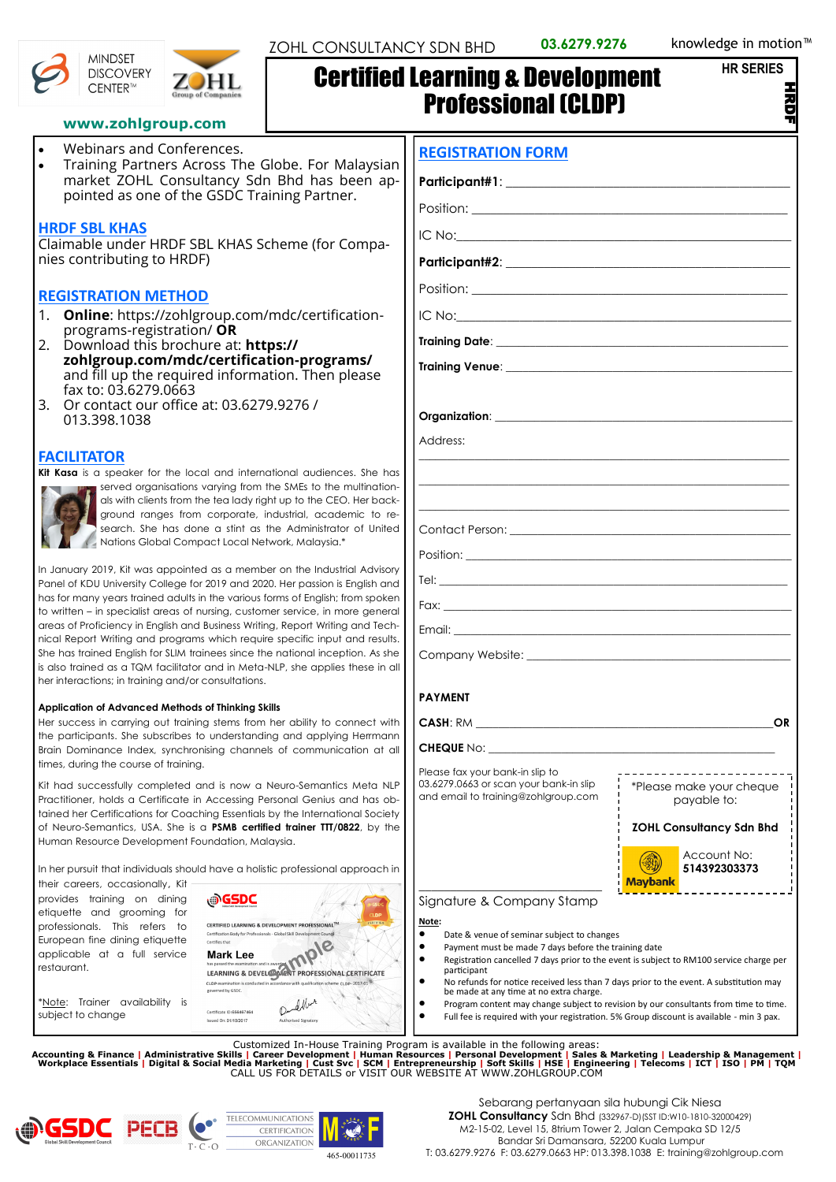MINDSET DISCOVERY CENTER™

ZOHL Group of Companies

www.zohlgroup.com

ZOHL CONSULTANCY SDN BHD 03.6279.9276 knowledge in motion™

# Certified Learning & Development Professional (CLDP)

HR SERIES

HRDF

- Webinars and Conferences.
- Training Partners Across The Globe. For Malaysian market ZOHL Consultancy Sdn Bhd has been appointed as one of the GSDC Training Partner.

## HRDF SBL KHAS

Claimable under HRDF SBL KHAS Scheme (for Companies contributing to HRDF)

## REGISTRATION METHOD

1. **Online**: https://zohlgroup.com/mdc/certification-programs-registration/ **OR**
2. Download this brochure at: **https://zohlgroup.com/mdc/certification-programs/** and fill up the required information. Then please fax to: 03.6279.0663
3. Or contact our office at: 03.6279.9276 / 013.398.1038

## FACILITATOR

**Kit Kasa** is a speaker for the local and international audiences. She has served organisations varying from the SMEs to the multinationals with clients from the tea lady right up to the CEO. Her background ranges from corporate, industrial, academic to research. She has done a stint as the Administrator of United Nations Global Compact Local Network, Malaysia.*

In January 2019, Kit was appointed as a member on the Industrial Advisory Panel of KDU University College for 2019 and 2020. Her passion is English and has for many years trained adults in the various forms of English; from spoken to written – in specialist areas of nursing, customer service, in more general areas of Proficiency in English and Business Writing, Report Writing and Technical Report Writing and programs which require specific input and results. She has trained English for SLIM trainees since the national inception. As she is also trained as a TQM facilitator and in Meta-NLP, she applies these in all her interactions; in training and/or consultations.

**Application of Advanced Methods of Thinking Skills**

Her success in carrying out training stems from her ability to connect with the participants. She subscribes to understanding and applying Herrmann Brain Dominance Index, synchronising channels of communication at all times, during the course of training.

Kit had successfully completed and is now a Neuro-Semantics Meta NLP Practitioner, holds a Certificate in Accessing Personal Genius and has obtained her Certifications for Coaching Essentials by the International Society of Neuro-Semantics, USA. She is a **PSMB certified trainer TTT/0822**, by the Human Resource Development Foundation, Malaysia.

In her pursuit that individuals should have a holistic professional approach in their careers, occasionally, Kit provides training on dining etiquette and grooming for professionals. This refers to European fine dining etiquette applicable at a full service restaurant.

*Note: Trainer availability is subject to change

GSDC — CERTIFIED LEARNING & DEVELOPMENT PROFESSIONAL™ — Mark Lee — LEARNING & DEVELOPMENT PROFESSIONAL CERTIFICATE — Sample

## REGISTRATION FORM

**Participant#1**: ______________________

Position: ______________________

IC No: ______________________

**Participant#2**: ______________________

Position: ______________________

IC No: ______________________

**Training Date**: ______________________

**Training Venue**: ______________________

**Organization**: ______________________

Address: ______________________

Contact Person: ______________________

Position: ______________________

Tel: ______________________

Fax: ______________________

Email: ______________________

Company Website: ______________________

**PAYMENT**

**CASH**: RM ______________________ **OR**

**CHEQUE** No: ______________________

Please fax your bank-in slip to 03.6279.0663 or scan your bank-in slip and email to training@zohlgroup.com

*Please make your cheque payable to:

**ZOHL Consultancy Sdn Bhd**

Maybank Account No: **514392303373**

Signature & Company Stamp

**Note:**

- Date & venue of seminar subject to changes
- Payment must be made 7 days before the training date
- Registration cancelled 7 days prior to the event is subject to RM100 service charge per participant
- No refunds for notice received less than 7 days prior to the event. A substitution may be made at any time at no extra charge.
- Program content may change subject to revision by our consultants from time to time.
- Full fee is required with your registration. 5% Group discount is available - min 3 pax.

Customized In-House Training Program is available in the following areas:
**Accounting & Finance | Administrative Skills | Career Development | Human Resources | Personal Development | Sales & Marketing | Leadership & Management | Workplace Essentials | Digital & Social Media Marketing | Cust Svc | SCM | Entrepreneurship | Soft Skills | HSE | Engineering | Telecoms | ICT | ISO | PM | TQM**
CALL US FOR DETAILS or VISIT OUR WEBSITE AT WWW.ZOHLGROUP.COM

GSDC | PECB | T·C·O TELECOMMUNICATIONS CERTIFICATION ORGANIZATION | MOF 465-00011735

Sebarang pertanyaan sila hubungi Cik Niesa
**ZOHL Consultancy** Sdn Bhd (332967-D)(SST ID:W10-1810-32000429)
M2-15-02, Level 15, 8trium Tower 2, Jalan Cempaka SD 12/5
Bandar Sri Damansara, 52200 Kuala Lumpur
T: 03.6279.9276 F: 03.6279.0663 HP: 013.398.1038 E: training@zohlgroup.com